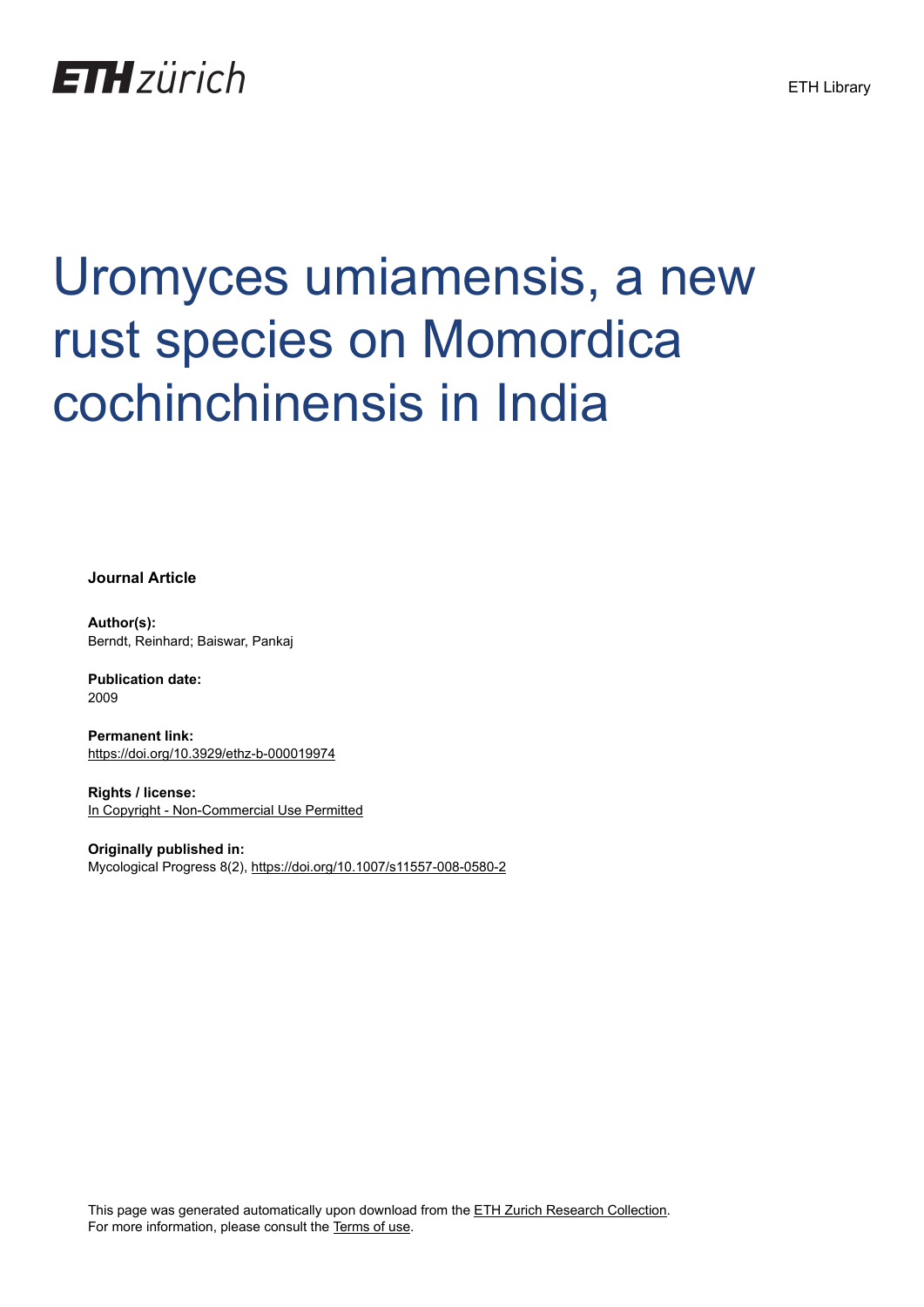ETH Library

# Uromyces umiamensis, a new rust species on Momordica cochinchinensis in India

**Journal Article**

**Author(s):**
Berndt, Reinhard; Baiswar, Pankaj

**Publication date:**
2009

**Permanent link:**
https://doi.org/10.3929/ethz-b-000019974

**Rights / license:**
In Copyright - Non-Commercial Use Permitted

**Originally published in:**
Mycological Progress 8(2), https://doi.org/10.1007/s11557-008-0580-2

This page was generated automatically upon download from the ETH Zurich Research Collection.
For more information, please consult the Terms of use.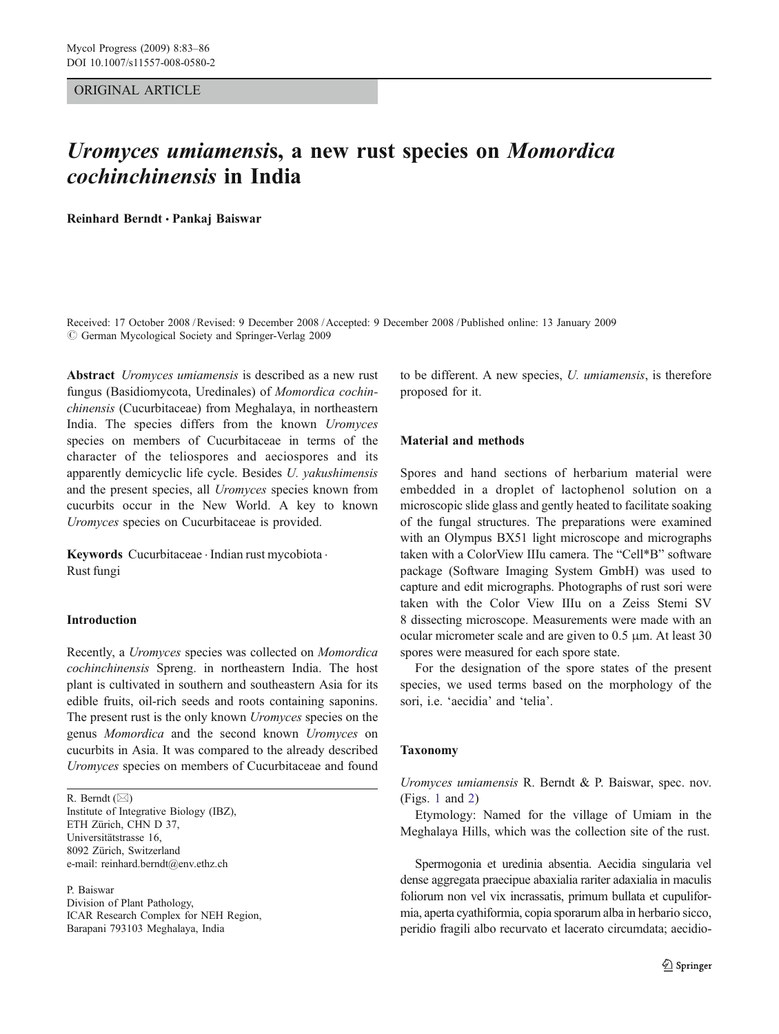ORIGINAL ARTICLE

# *Uromyces umiamensi*s, a new rust species on *Momordica cochinchinensis* in India

**Reinhard Berndt · Pankaj Baiswar**

Received: 17 October 2008 / Revised: 9 December 2008 / Accepted: 9 December 2008 / Published online: 13 January 2009
© German Mycological Society and Springer-Verlag 2009

**Abstract** *Uromyces umiamensis* is described as a new rust fungus (Basidiomycota, Uredinales) of *Momordica cochinchinensis* (Cucurbitaceae) from Meghalaya, in northeastern India. The species differs from the known *Uromyces* species on members of Cucurbitaceae in terms of the character of the teliospores and aeciospores and its apparently demicyclic life cycle. Besides *U. yakushimensis* and the present species, all *Uromyces* species known from cucurbits occur in the New World. A key to known *Uromyces* species on Cucurbitaceae is provided.

**Keywords** Cucurbitaceae · Indian rust mycobiota · Rust fungi

## Introduction

Recently, a *Uromyces* species was collected on *Momordica cochinchinensis* Spreng. in northeastern India. The host plant is cultivated in southern and southeastern Asia for its edible fruits, oil-rich seeds and roots containing saponins. The present rust is the only known *Uromyces* species on the genus *Momordica* and the second known *Uromyces* on cucurbits in Asia. It was compared to the already described *Uromyces* species on members of Cucurbitaceae and found to be different. A new species, *U. umiamensis*, is therefore proposed for it.

R. Berndt (✉)
Institute of Integrative Biology (IBZ),
ETH Zürich, CHN D 37,
Universitätstrasse 16,
8092 Zürich, Switzerland
e-mail: reinhard.berndt@env.ethz.ch

P. Baiswar
Division of Plant Pathology,
ICAR Research Complex for NEH Region,
Barapani 793103 Meghalaya, India

## Material and methods

Spores and hand sections of herbarium material were embedded in a droplet of lactophenol solution on a microscopic slide glass and gently heated to facilitate soaking of the fungal structures. The preparations were examined with an Olympus BX51 light microscope and micrographs taken with a ColorView IIIu camera. The "Cell*B" software package (Software Imaging System GmbH) was used to capture and edit micrographs. Photographs of rust sori were taken with the Color View IIIu on a Zeiss Stemi SV 8 dissecting microscope. Measurements were made with an ocular micrometer scale and are given to 0.5 µm. At least 30 spores were measured for each spore state.

For the designation of the spore states of the present species, we used terms based on the morphology of the sori, i.e. 'aecidia' and 'telia'.

## Taxonomy

*Uromyces umiamensis* R. Berndt & P. Baiswar, spec. nov. (Figs. 1 and 2)

Etymology: Named for the village of Umiam in the Meghalaya Hills, which was the collection site of the rust.

Spermogonia et uredinia absentia. Aecidia singularia vel dense aggregata praecipue abaxialia rariter adaxialia in maculis foliorum non vel vix incrassatis, primum bullata et cupuliformia, aperta cyathiformia, copia sporarum alba in herbario sicco, peridio fragili albo recurvato et lacerato circumdata; aecidio-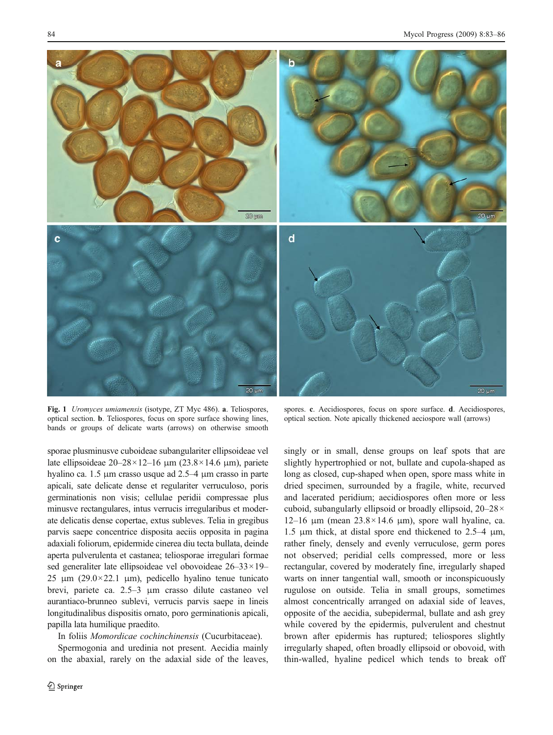**Fig. 1** *Uromyces umiamensis* (isotype, ZT Myc 486). **a**. Teliospores, optical section. **b**. Teliospores, focus on spore surface showing lines, bands or groups of delicate warts (arrows) on otherwise smooth spores. **c**. Aecidiospores, focus on spore surface. **d**. Aecidiospores, optical section. Note apically thickened aeciospore wall (arrows)

sporae plusminusve cuboideae subangulariter ellipsoideae vel late ellipsoideae 20–28×12–16 μm (23.8×14.6 μm), pariete hyalino ca. 1.5 μm crasso usque ad 2.5–4 μm crasso in parte apicali, sate delicate dense et regulariter verruculoso, poris germinationis non visis; cellulae peridii compressae plus minusve rectangulares, intus verrucis irregularibus et moderate delicatis dense copertae, extus subleves. Telia in gregibus parvis saepe concentrice disposita aeciis opposita in pagina adaxiali foliorum, epidermide cinerea diu tecta bullata, deinde aperta pulverulenta et castanea; teliosporae irregulari formae sed generaliter late ellipsoideae vel obovoideae 26–33×19–25 μm (29.0×22.1 μm), pedicello hyalino tenue tunicato brevi, pariete ca. 2.5–3 μm crasso dilute castaneo vel aurantiaco-brunneo sublevi, verrucis parvis saepe in lineis longitudinalibus dispositis ornato, poro germinationis apicali, papilla lata humilique praedito.

In foliis *Momordicae cochinchinensis* (Cucurbitaceae).

Spermogonia and uredinia not present. Aecidia mainly on the abaxial, rarely on the adaxial side of the leaves, singly or in small, dense groups on leaf spots that are slightly hypertrophied or not, bullate and cupola-shaped as long as closed, cup-shaped when open, spore mass white in dried specimen, surrounded by a fragile, white, recurved and lacerated peridium; aecidiospores often more or less cuboid, subangularly ellipsoid or broadly ellipsoid, 20–28×12–16 μm (mean 23.8×14.6 μm), spore wall hyaline, ca. 1.5 μm thick, at distal spore end thickened to 2.5–4 μm, rather finely, densely and evenly verruculose, germ pores not observed; peridial cells compressed, more or less rectangular, covered by moderately fine, irregularly shaped warts on inner tangential wall, smooth or inconspicuously rugulose on outside. Telia in small groups, sometimes almost concentrically arranged on adaxial side of leaves, opposite of the aecidia, subepidermal, bullate and ash grey while covered by the epidermis, pulverulent and chestnut brown after epidermis has ruptured; teliospores slightly irregularly shaped, often broadly ellipsoid or obovoid, with thin-walled, hyaline pedicel which tends to break off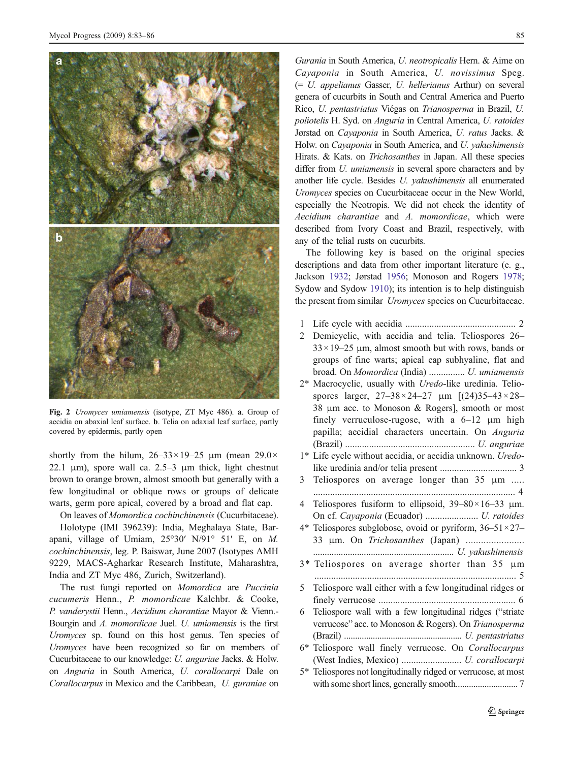Fig. 2 *Uromyces umiamensis* (isotype, ZT Myc 486). **a**. Group of aecidia on abaxial leaf surface. **b**. Telia on adaxial leaf surface, partly covered by epidermis, partly open

shortly from the hilum, 26–33×19–25 μm (mean 29.0×22.1 μm), spore wall ca. 2.5–3 μm thick, light chestnut brown to orange brown, almost smooth but generally with a few longitudinal or oblique rows or groups of delicate warts, germ pore apical, covered by a broad and flat cap.

On leaves of *Momordica cochinchinensis* (Cucurbitaceae).

Holotype (IMI 396239): India, Meghalaya State, Barapani, village of Umiam, 25°30′ N/91° 51′ E, on *M. cochinchinensis*, leg. P. Baiswar, June 2007 (Isotypes AMH 9229, MACS-Agharkar Research Institute, Maharashtra, India and ZT Myc 486, Zurich, Switzerland).

The rust fungi reported on *Momordica* are *Puccinia cucumeris* Henn., *P. momordicae* Kalchbr. & Cooke, *P. vanderystii* Henn., *Aecidium charantiae* Mayor & Vienn.-Bourgin and *A. momordicae* Juel. *U. umiamensis* is the first *Uromyces* sp. found on this host genus. Ten species of *Uromyces* have been recognized so far on members of Cucurbitaceae to our knowledge: *U. anguriae* Jacks. & Holw. on *Anguria* in South America, *U. corallocarpi* Dale on *Corallocarpus* in Mexico and the Caribbean, *U. guraniae* on *Gurania* in South America, *U. neotropicalis* Hern. & Aime on *Cayaponia* in South America, *U. novissimus* Speg. (= *U. appelianus* Gasser, *U. hellerianus* Arthur) on several genera of cucurbits in South and Central America and Puerto Rico, *U. pentastriatus* Viégas on *Trianosperma* in Brazil, *U. poliotelis* H. Syd. on *Anguria* in Central America, *U. ratoides* Jørstad on *Cayaponia* in South America, *U. ratus* Jacks. & Holw. on *Cayaponia* in South America, and *U. yakushimensis* Hirats. & Kats. on *Trichosanthes* in Japan. All these species differ from *U. umiamensis* in several spore characters and by another life cycle. Besides *U. yakushimensis* all enumerated *Uromyces* species on Cucurbitaceae occur in the New World, especially the Neotropis. We did not check the identity of *Aecidium charantiae* and *A. momordicae*, which were described from Ivory Coast and Brazil, respectively, with any of the telial rusts on cucurbits.

The following key is based on the original species descriptions and data from other important literature (e. g., Jackson 1932; Jørstad 1956; Monoson and Rogers 1978; Sydow and Sydow 1910); its intention is to help distinguish the present from similar *Uromyces* species on Cucurbitaceae.

1 Life cycle with aecidia .............................................. 2

2 Demicyclic, with aecidia and telia. Teliospores 26–33×19–25 μm, almost smooth but with rows, bands or groups of fine warts; apical cap subhyaline, flat and broad. On *Momordica* (India) ............... *U. umiamensis*

2* Macrocyclic, usually with *Uredo*-like uredinia. Teliospores larger, 27–38×24–27 μm [(24)35–43×28–38 μm acc. to Monoson & Rogers], smooth or most finely verruculose-rugose, with a 6–12 μm high papilla; aecidial characters uncertain. On *Anguria* (Brazil) ...................................................... *U. anguriae*

1* Life cycle without aecidia, or aecidia unknown. *Uredo*-like uredinia and/or telia present ................................ 3

3 Teliospores on average longer than 35 μm ..... .................................................................................... 4

4 Teliospores fusiform to ellipsoid, 39–80×16–33 μm. On cf. *Cayaponia* (Ecuador) ...................... *U. ratoides*

4* Teliospores subglobose, ovoid or pyriform, 36–51×27–33 μm. On *Trichosanthes* (Japan) ....................... ............................................................ *U. yakushimensis*

3* Teliospores on average shorter than 35 μm .................................................................................... 5

5 Teliospore wall either with a few longitudinal ridges or finely verrucose ......................................................... 6

6 Teliospore wall with a few longitudinal ridges ("striate verrucose" acc. to Monoson & Rogers). On *Trianosperma* (Brazil) .................................................... *U. pentastriatus*

6* Teliospore wall finely verrucose. On *Corallocarpus* (West Indies, Mexico) ......................... *U. corallocarpi*

5* Teliospores not longitudinally ridged or verrucose, at most with some short lines, generally smooth........................... 7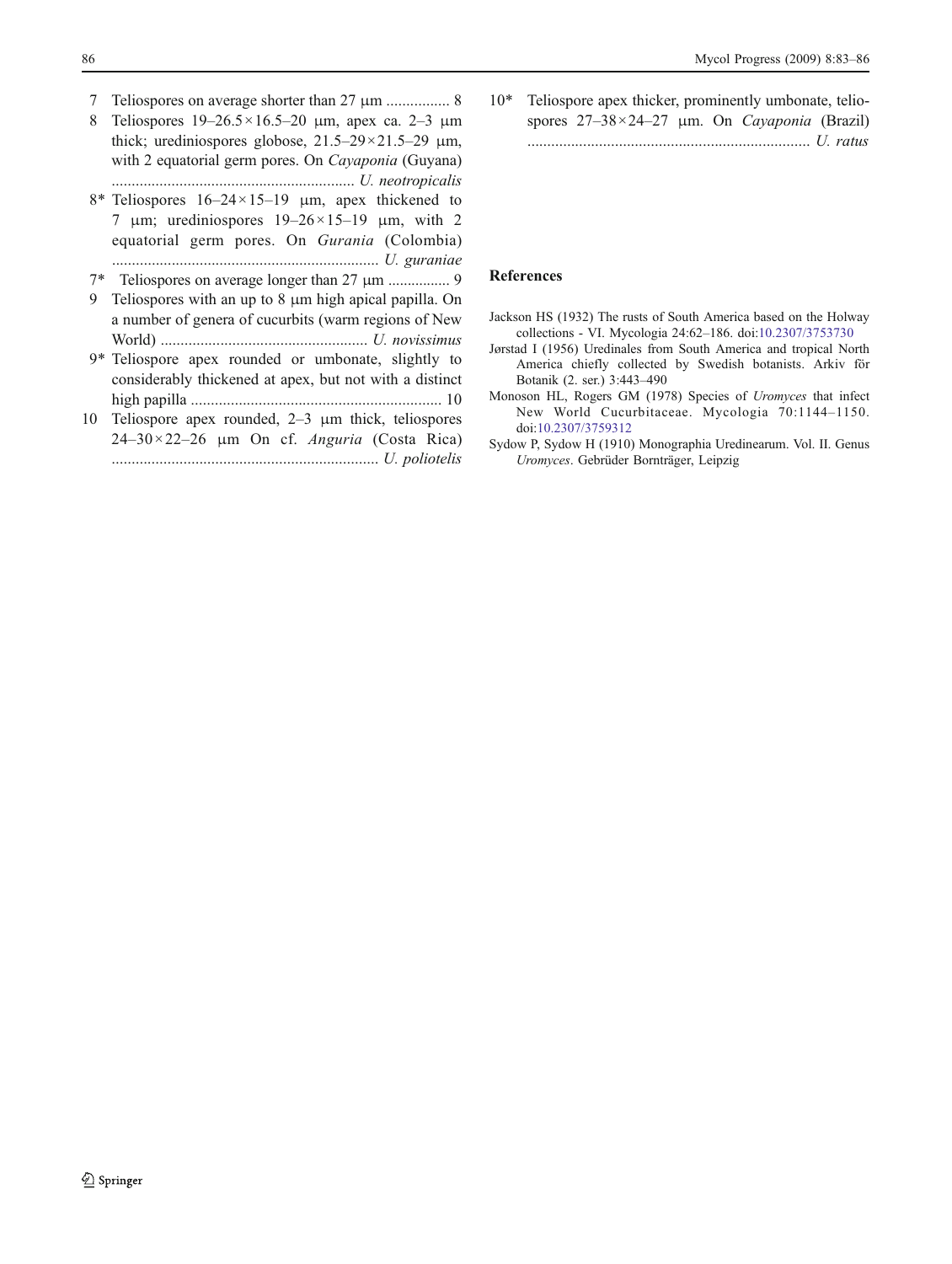7 Teliospores on average shorter than 27 µm ................ 8

8 Teliospores 19–26.5 × 16.5–20 µm, apex ca. 2–3 µm thick; urediniospores globose, 21.5–29 × 21.5–29 µm, with 2 equatorial germ pores. On *Cayaponia* (Guyana) ............................................................ *U. neotropicalis*

8* Teliospores 16–24 × 15–19 µm, apex thickened to 7 µm; urediniospores 19–26 × 15–19 µm, with 2 equatorial germ pores. On *Gurania* (Colombia) .................................................................. *U. guraniae*

7* Teliospores on average longer than 27 µm ................ 9

9 Teliospores with an up to 8 µm high apical papilla. On a number of genera of cucurbits (warm regions of New World) .................................................... *U. novissimus*

9* Teliospore apex rounded or umbonate, slightly to considerably thickened at apex, but not with a distinct high papilla .............................................................. 10

10 Teliospore apex rounded, 2–3 µm thick, teliospores 24–30 × 22–26 µm On cf. *Anguria* (Costa Rica) .................................................................. *U. poliotelis*

10* Teliospore apex thicker, prominently umbonate, teliospores 27–38 × 24–27 µm. On *Cayaponia* (Brazil) ...................................................................... *U. ratus*

## References

Jackson HS (1932) The rusts of South America based on the Holway collections - VI. Mycologia 24:62–186. doi:10.2307/3753730

Jørstad I (1956) Uredinales from South America and tropical North America chiefly collected by Swedish botanists. Arkiv för Botanik (2. ser.) 3:443–490

Monoson HL, Rogers GM (1978) Species of *Uromyces* that infect New World Cucurbitaceae. Mycologia 70:1144–1150. doi:10.2307/3759312

Sydow P, Sydow H (1910) Monographia Uredinearum. Vol. II. Genus *Uromyces*. Gebrüder Bornträger, Leipzig